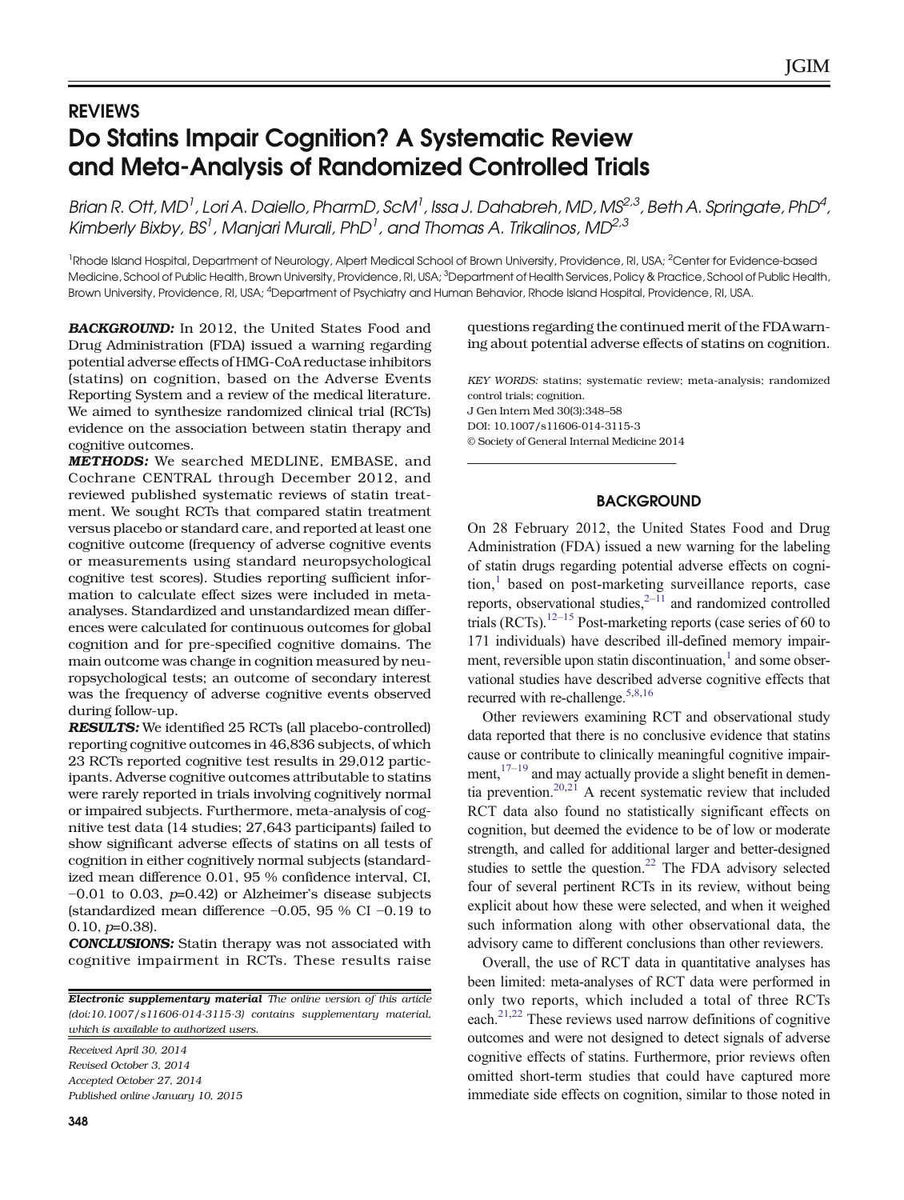REVIEWS

# Do Statins Impair Cognition? A Systematic Review and Meta-Analysis of Randomized Controlled Trials

*Brian R. Ott, MD[1], Lori A. Daiello, PharmD, ScM[1], Issa J. Dahabreh, MD, MS[2,3], Beth A. Springate, PhD[4], Kimberly Bixby, BS[1], Manjari Murali, PhD[1], and Thomas A. Trikalinos, MD[2,3]*

[1]Rhode Island Hospital, Department of Neurology, Alpert Medical School of Brown University, Providence, RI, USA; [2]Center for Evidence-based Medicine, School of Public Health, Brown University, Providence, RI, USA; [3]Department of Health Services, Policy & Practice, School of Public Health, Brown University, Providence, RI, USA; [4]Department of Psychiatry and Human Behavior, Rhode Island Hospital, Providence, RI, USA.

***BACKGROUND:*** In 2012, the United States Food and Drug Administration (FDA) issued a warning regarding potential adverse effects of HMG-CoA reductase inhibitors (statins) on cognition, based on the Adverse Events Reporting System and a review of the medical literature. We aimed to synthesize randomized clinical trial (RCTs) evidence on the association between statin therapy and cognitive outcomes.

***METHODS:*** We searched MEDLINE, EMBASE, and Cochrane CENTRAL through December 2012, and reviewed published systematic reviews of statin treatment. We sought RCTs that compared statin treatment versus placebo or standard care, and reported at least one cognitive outcome (frequency of adverse cognitive events or measurements using standard neuropsychological cognitive test scores). Studies reporting sufficient information to calculate effect sizes were included in meta-analyses. Standardized and unstandardized mean differences were calculated for continuous outcomes for global cognition and for pre-specified cognitive domains. The main outcome was change in cognition measured by neuropsychological tests; an outcome of secondary interest was the frequency of adverse cognitive events observed during follow-up.

***RESULTS:*** We identified 25 RCTs (all placebo-controlled) reporting cognitive outcomes in 46,836 subjects, of which 23 RCTs reported cognitive test results in 29,012 participants. Adverse cognitive outcomes attributable to statins were rarely reported in trials involving cognitively normal or impaired subjects. Furthermore, meta-analysis of cognitive test data (14 studies; 27,643 participants) failed to show significant adverse effects of statins on all tests of cognition in either cognitively normal subjects (standardized mean difference 0.01, 95 % confidence interval, CI, −0.01 to 0.03, $p$=0.42) or Alzheimer's disease subjects (standardized mean difference −0.05, 95 % CI −0.19 to 0.10, $p$=0.38).

***CONCLUSIONS:*** Statin therapy was not associated with cognitive impairment in RCTs. These results raise questions regarding the continued merit of the FDA warning about potential adverse effects of statins on cognition.

*KEY WORDS:* statins; systematic review; meta-analysis; randomized control trials; cognition.
J Gen Intern Med 30(3):348–58
DOI: 10.1007/s11606-014-3115-3
© Society of General Internal Medicine 2014

***Electronic supplementary material*** *The online version of this article (doi:10.1007/s11606-014-3115-3) contains supplementary material, which is available to authorized users.*

*Received April 30, 2014*
*Revised October 3, 2014*
*Accepted October 27, 2014*
*Published online January 10, 2015*

## BACKGROUND

On 28 February 2012, the United States Food and Drug Administration (FDA) issued a new warning for the labeling of statin drugs regarding potential adverse effects on cognition,[1] based on post-marketing surveillance reports, case reports, observational studies,[2–11] and randomized controlled trials (RCTs).[12–15] Post-marketing reports (case series of 60 to 171 individuals) have described ill-defined memory impairment, reversible upon statin discontinuation,[1] and some observational studies have described adverse cognitive effects that recurred with re-challenge.[5,8,16]

Other reviewers examining RCT and observational study data reported that there is no conclusive evidence that statins cause or contribute to clinically meaningful cognitive impairment,[17–19] and may actually provide a slight benefit in dementia prevention.[20,21] A recent systematic review that included RCT data also found no statistically significant effects on cognition, but deemed the evidence to be of low or moderate strength, and called for additional larger and better-designed studies to settle the question.[22] The FDA advisory selected four of several pertinent RCTs in its review, without being explicit about how these were selected, and when it weighed such information along with other observational data, the advisory came to different conclusions than other reviewers.

Overall, the use of RCT data in quantitative analyses has been limited: meta-analyses of RCT data were performed in only two reports, which included a total of three RCTs each.[21,22] These reviews used narrow definitions of cognitive outcomes and were not designed to detect signals of adverse cognitive effects of statins. Furthermore, prior reviews often omitted short-term studies that could have captured more immediate side effects on cognition, similar to those noted in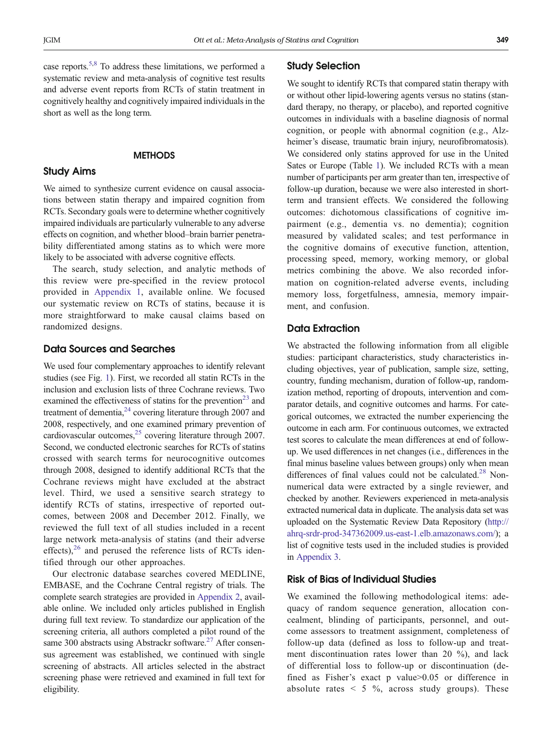case reports.[5,8] To address these limitations, we performed a systematic review and meta-analysis of cognitive test results and adverse event reports from RCTs of statin treatment in cognitively healthy and cognitively impaired individuals in the short as well as the long term.

## METHODS

### Study Aims

We aimed to synthesize current evidence on causal associations between statin therapy and impaired cognition from RCTs. Secondary goals were to determine whether cognitively impaired individuals are particularly vulnerable to any adverse effects on cognition, and whether blood–brain barrier penetrability differentiated among statins as to which were more likely to be associated with adverse cognitive effects.

The search, study selection, and analytic methods of this review were pre-specified in the review protocol provided in Appendix 1, available online. We focused our systematic review on RCTs of statins, because it is more straightforward to make causal claims based on randomized designs.

### Data Sources and Searches

We used four complementary approaches to identify relevant studies (see Fig. 1). First, we recorded all statin RCTs in the inclusion and exclusion lists of three Cochrane reviews. Two examined the effectiveness of statins for the prevention[23] and treatment of dementia,[24] covering literature through 2007 and 2008, respectively, and one examined primary prevention of cardiovascular outcomes,[25] covering literature through 2007. Second, we conducted electronic searches for RCTs of statins crossed with search terms for neurocognitive outcomes through 2008, designed to identify additional RCTs that the Cochrane reviews might have excluded at the abstract level. Third, we used a sensitive search strategy to identify RCTs of statins, irrespective of reported outcomes, between 2008 and December 2012. Finally, we reviewed the full text of all studies included in a recent large network meta-analysis of statins (and their adverse effects),[26] and perused the reference lists of RCTs identified through our other approaches.

Our electronic database searches covered MEDLINE, EMBASE, and the Cochrane Central registry of trials. The complete search strategies are provided in Appendix 2, available online. We included only articles published in English during full text review. To standardize our application of the screening criteria, all authors completed a pilot round of the same 300 abstracts using Abstrackr software.[27] After consensus agreement was established, we continued with single screening of abstracts. All articles selected in the abstract screening phase were retrieved and examined in full text for eligibility.

### Study Selection

We sought to identify RCTs that compared statin therapy with or without other lipid-lowering agents versus no statins (standard therapy, no therapy, or placebo), and reported cognitive outcomes in individuals with a baseline diagnosis of normal cognition, or people with abnormal cognition (e.g., Alzheimer's disease, traumatic brain injury, neurofibromatosis). We considered only statins approved for use in the United Sates or Europe (Table 1). We included RCTs with a mean number of participants per arm greater than ten, irrespective of follow-up duration, because we were also interested in short-term and transient effects. We considered the following outcomes: dichotomous classifications of cognitive impairment (e.g., dementia vs. no dementia); cognition measured by validated scales; and test performance in the cognitive domains of executive function, attention, processing speed, memory, working memory, or global metrics combining the above. We also recorded information on cognition-related adverse events, including memory loss, forgetfulness, amnesia, memory impairment, and confusion.

### Data Extraction

We abstracted the following information from all eligible studies: participant characteristics, study characteristics including objectives, year of publication, sample size, setting, country, funding mechanism, duration of follow-up, randomization method, reporting of dropouts, intervention and comparator details, and cognitive outcomes and harms. For categorical outcomes, we extracted the number experiencing the outcome in each arm. For continuous outcomes, we extracted test scores to calculate the mean differences at end of follow-up. We used differences in net changes (i.e., differences in the final minus baseline values between groups) only when mean differences of final values could not be calculated.[28] Non-numerical data were extracted by a single reviewer, and checked by another. Reviewers experienced in meta-analysis extracted numerical data in duplicate. The analysis data set was uploaded on the Systematic Review Data Repository (http://ahrq-srdr-prod-347362009.us-east-1.elb.amazonaws.com/); a list of cognitive tests used in the included studies is provided in Appendix 3.

### Risk of Bias of Individual Studies

We examined the following methodological items: adequacy of random sequence generation, allocation concealment, blinding of participants, personnel, and outcome assessors to treatment assignment, completeness of follow-up data (defined as loss to follow-up and treatment discontinuation rates lower than 20 %), and lack of differential loss to follow-up or discontinuation (defined as Fisher's exact p value>0.05 or difference in absolute rates < 5 %, across study groups). These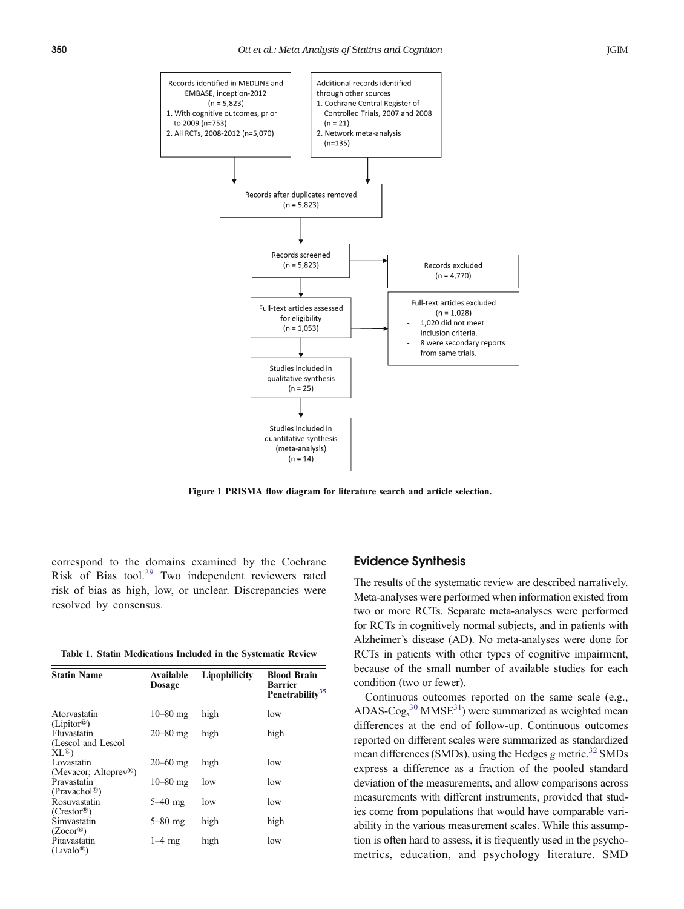Records identified in MEDLINE and EMBASE, inception-2012 (n = 5,823)
1. With cognitive outcomes, prior to 2009 (n=753)
2. All RCTs, 2008-2012 (n=5,070)

Additional records identified through other sources
1. Cochrane Central Register of Controlled Trials, 2007 and 2008 (n = 21)
2. Network meta-analysis (n=135)

Records after duplicates removed (n = 5,823)

Records screened (n = 5,823)

Records excluded (n = 4,770)

Full-text articles assessed for eligibility (n = 1,053)

Full-text articles excluded (n = 1,028)
- 1,020 did not meet inclusion criteria.
- 8 were secondary reports from same trials.

Studies included in qualitative synthesis (n = 25)

Studies included in quantitative synthesis (meta-analysis) (n = 14)

**Figure 1 PRISMA flow diagram for literature search and article selection.**

correspond to the domains examined by the Cochrane Risk of Bias tool.[29] Two independent reviewers rated risk of bias as high, low, or unclear. Discrepancies were resolved by consensus.

**Table 1. Statin Medications Included in the Systematic Review**

| Statin Name | Available Dosage | Lipophilicity | Blood Brain Barrier Penetrability[35] |
|---|---|---|---|
| Atorvastatin (Lipitor®) | 10–80 mg | high | low |
| Fluvastatin (Lescol and Lescol XL®) | 20–80 mg | high | high |
| Lovastatin (Mevacor; Altoprev®) | 20–60 mg | high | low |
| Pravastatin (Pravachol®) | 10–80 mg | low | low |
| Rosuvastatin (Crestor®) | 5–40 mg | low | low |
| Simvastatin (Zocor®) | 5–80 mg | high | high |
| Pitavastatin (Livalo®) | 1–4 mg | high | low |

## Evidence Synthesis

The results of the systematic review are described narratively. Meta-analyses were performed when information existed from two or more RCTs. Separate meta-analyses were performed for RCTs in cognitively normal subjects, and in patients with Alzheimer's disease (AD). No meta-analyses were done for RCTs in patients with other types of cognitive impairment, because of the small number of available studies for each condition (two or fewer).

Continuous outcomes reported on the same scale (e.g., ADAS-Cog,[30] MMSE[31]) were summarized as weighted mean differences at the end of follow-up. Continuous outcomes reported on different scales were summarized as standardized mean differences (SMDs), using the Hedges *g* metric.[32] SMDs express a difference as a fraction of the pooled standard deviation of the measurements, and allow comparisons across measurements with different instruments, provided that studies come from populations that would have comparable variability in the various measurement scales. While this assumption is often hard to assess, it is frequently used in the psychometrics, education, and psychology literature. SMD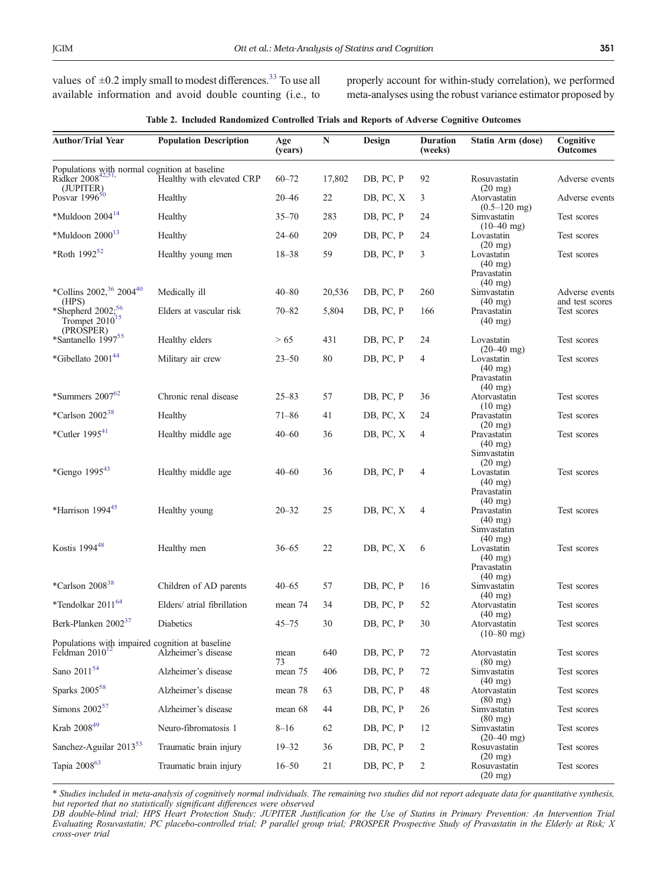values of ±0.2 imply small to modest differences.[33] To use all available information and avoid double counting (i.e., to properly account for within-study correlation), we performed meta-analyses using the robust variance estimator proposed by

**Table 2. Included Randomized Controlled Trials and Reports of Adverse Cognitive Outcomes**

| Author/Trial Year | Population Description | Age (years) | N | Design | Duration (weeks) | Statin Arm (dose) | Cognitive Outcomes |
|---|---|---|---|---|---|---|---|
| Populations with normal cognition at baseline | | | | | | | |
| Ridker 2008[42,51] (JUPITER) | Healthy with elevated CRP | 60–72 | 17,802 | DB, PC, P | 92 | Rosuvastatin (20 mg) | Adverse events |
| Posvar 1996[50] | Healthy | 20–46 | 22 | DB, PC, X | 3 | Atorvastatin (0.5–120 mg) | Adverse events |
| *Muldoon 2004[14] | Healthy | 35–70 | 283 | DB, PC, P | 24 | Simvastatin (10–40 mg) | Test scores |
| *Muldoon 2000[13] | Healthy | 24–60 | 209 | DB, PC, P | 24 | Lovastatin (20 mg) | Test scores |
| *Roth 1992[52] | Healthy young men | 18–38 | 59 | DB, PC, P | 3 | Lovastatin (40 mg) Pravastatin (40 mg) | Test scores |
| *Collins 2002,[36] 2004[40] (HPS) | Medically ill | 40–80 | 20,536 | DB, PC, P | 260 | Simvastatin (40 mg) | Adverse events and test scores |
| *Shepherd 2002;[56] Trompet 2010[15] (PROSPER) | Elders at vascular risk | 70–82 | 5,804 | DB, PC, P | 166 | Pravastatin (40 mg) | Test scores |
| *Santanello 1997[55] | Healthy elders | > 65 | 431 | DB, PC, P | 24 | Lovastatin (20–40 mg) | Test scores |
| *Gibellato 2001[44] | Military air crew | 23–50 | 80 | DB, PC, P | 4 | Lovastatin (40 mg) Pravastatin (40 mg) | Test scores |
| *Summers 2007[62] | Chronic renal disease | 25–83 | 57 | DB, PC, P | 36 | Atorvastatin (10 mg) | Test scores |
| *Carlson 2002[38] | Healthy | 71–86 | 41 | DB, PC, X | 24 | Pravastatin (20 mg) | Test scores |
| *Cutler 1995[41] | Healthy middle age | 40–60 | 36 | DB, PC, X | 4 | Pravastatin (40 mg) Simvastatin (20 mg) | Test scores |
| *Gengo 1995[43] | Healthy middle age | 40–60 | 36 | DB, PC, P | 4 | Lovastatin (40 mg) Pravastatin (40 mg) | Test scores |
| *Harrison 1994[45] | Healthy young | 20–32 | 25 | DB, PC, X | 4 | Pravastatin (40 mg) Simvastatin (40 mg) | Test scores |
| Kostis 1994[48] | Healthy men | 36–65 | 22 | DB, PC, X | 6 | Lovastatin (40 mg) Pravastatin (40 mg) | Test scores |
| *Carlson 2008[38] | Children of AD parents | 40–65 | 57 | DB, PC, P | 16 | Simvastatin (40 mg) | Test scores |
| *Tendolkar 2011[64] | Elders/ atrial fibrillation | mean 74 | 34 | DB, PC, P | 52 | Atorvastatin (40 mg) | Test scores |
| Berk-Planken 2002[37] | Diabetics | 45–75 | 30 | DB, PC, P | 30 | Atorvastatin (10–80 mg) | Test scores |
| Populations with impaired cognition at baseline | | | | | | | |
| Feldman 2010[12] | Alzheimer's disease | mean 73 | 640 | DB, PC, P | 72 | Atorvastatin (80 mg) | Test scores |
| Sano 2011[54] | Alzheimer's disease | mean 75 | 406 | DB, PC, P | 72 | Simvastatin (40 mg) | Test scores |
| Sparks 2005[58] | Alzheimer's disease | mean 78 | 63 | DB, PC, P | 48 | Atorvastatin (80 mg) | Test scores |
| Simons 2002[57] | Alzheimer's disease | mean 68 | 44 | DB, PC, P | 26 | Simvastatin (80 mg) | Test scores |
| Krab 2008[49] | Neuro-fibromatosis 1 | 8–16 | 62 | DB, PC, P | 12 | Simvastatin (20–40 mg) | Test scores |
| Sanchez-Aguilar 2013[53] | Traumatic brain injury | 19–32 | 36 | DB, PC, P | 2 | Rosuvastatin (20 mg) | Test scores |
| Tapia 2008[63] | Traumatic brain injury | 16–50 | 21 | DB, PC, P | 2 | Rosuvastatin (20 mg) | Test scores |

*\* Studies included in meta-analysis of cognitively normal individuals. The remaining two studies did not report adequate data for quantitative synthesis, but reported that no statistically significant differences were observed*

*DB double-blind trial; HPS Heart Protection Study; JUPITER Justification for the Use of Statins in Primary Prevention: An Intervention Trial Evaluating Rosuvastatin; PC placebo-controlled trial; P parallel group trial; PROSPER Prospective Study of Pravastatin in the Elderly at Risk; X cross-over trial*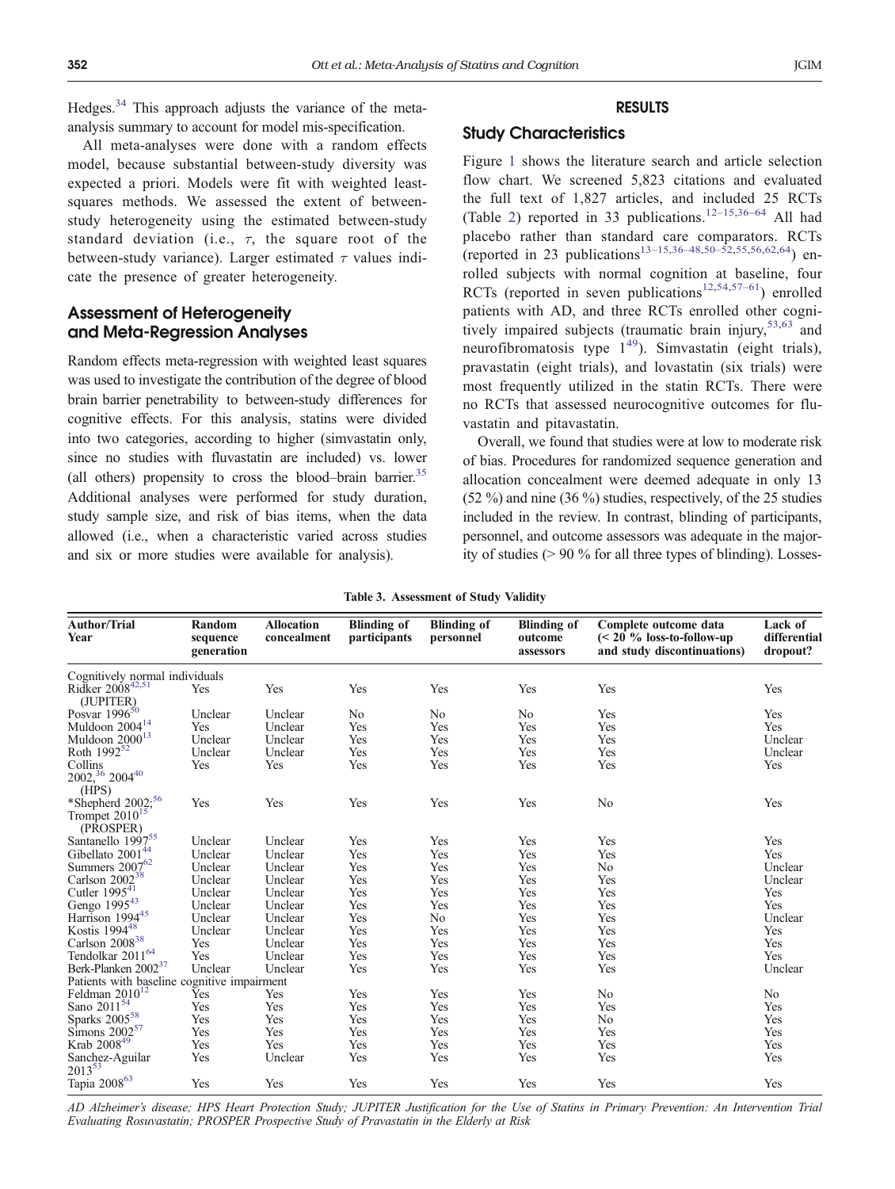Hedges.[34] This approach adjusts the variance of the meta-analysis summary to account for model mis-specification.

All meta-analyses were done with a random effects model, because substantial between-study diversity was expected a priori. Models were fit with weighted least-squares methods. We assessed the extent of between-study heterogeneity using the estimated between-study standard deviation (i.e., $\tau$, the square root of the between-study variance). Larger estimated $\tau$ values indicate the presence of greater heterogeneity.

## Assessment of Heterogeneity and Meta-Regression Analyses

Random effects meta-regression with weighted least squares was used to investigate the contribution of the degree of blood brain barrier penetrability to between-study differences for cognitive effects. For this analysis, statins were divided into two categories, according to higher (simvastatin only, since no studies with fluvastatin are included) vs. lower (all others) propensity to cross the blood–brain barrier.[35] Additional analyses were performed for study duration, study sample size, and risk of bias items, when the data allowed (i.e., when a characteristic varied across studies and six or more studies were available for analysis).

# RESULTS

## Study Characteristics

Figure 1 shows the literature search and article selection flow chart. We screened 5,823 citations and evaluated the full text of 1,827 articles, and included 25 RCTs (Table 2) reported in 33 publications.[12–15,36–64] All had placebo rather than standard care comparators. RCTs (reported in 23 publications[13–15,36–48,50–52,55,56,62,64]) enrolled subjects with normal cognition at baseline, four RCTs (reported in seven publications[12,54,57–61]) enrolled patients with AD, and three RCTs enrolled other cognitively impaired subjects (traumatic brain injury,[53,63] and neurofibromatosis type 1[49]). Simvastatin (eight trials), pravastatin (eight trials), and lovastatin (six trials) were most frequently utilized in the statin RCTs. There were no RCTs that assessed neurocognitive outcomes for fluvastatin and pitavastatin.

Overall, we found that studies were at low to moderate risk of bias. Procedures for randomized sequence generation and allocation concealment were deemed adequate in only 13 (52 %) and nine (36 %) studies, respectively, of the 25 studies included in the review. In contrast, blinding of participants, personnel, and outcome assessors was adequate in the majority of studies (> 90 % for all three types of blinding). Losses-

**Table 3. Assessment of Study Validity**

| Author/Trial Year | Random sequence generation | Allocation concealment | Blinding of participants | Blinding of personnel | Blinding of outcome assessors | Complete outcome data (< 20 % loss-to-follow-up and study discontinuations) | Lack of differential dropout? |
|---|---|---|---|---|---|---|---|
| Cognitively normal individuals | | | | | | | |
| Ridker 2008[42,51] (JUPITER) | Yes | Yes | Yes | Yes | Yes | Yes | Yes |
| Posvar 1996[50] | Unclear | Unclear | No | No | No | Yes | Yes |
| Muldoon 2004[14] | Yes | Unclear | Yes | Yes | Yes | Yes | Yes |
| Muldoon 2000[13] | Unclear | Unclear | Yes | Yes | Yes | Yes | Unclear |
| Roth 1992[52] | Unclear | Unclear | Yes | Yes | Yes | Yes | Unclear |
| Collins 2002,[36] 2004[40] (HPS) | Yes | Yes | Yes | Yes | Yes | Yes | Yes |
| *Shepherd 2002;[56] Trompet 2010[15] (PROSPER) | Yes | Yes | Yes | Yes | Yes | No | Yes |
| Santanello 1997[55] | Unclear | Unclear | Yes | Yes | Yes | Yes | Yes |
| Gibellato 2001[44] | Unclear | Unclear | Yes | Yes | Yes | Yes | Yes |
| Summers 2007[62] | Unclear | Unclear | Yes | Yes | Yes | No | Unclear |
| Carlson 2002[38] | Unclear | Unclear | Yes | Yes | Yes | Yes | Unclear |
| Cutler 1995[41] | Unclear | Unclear | Yes | Yes | Yes | Yes | Yes |
| Gengo 1995[43] | Unclear | Unclear | Yes | Yes | Yes | Yes | Yes |
| Harrison 1994[45] | Unclear | Unclear | Yes | No | Yes | Yes | Unclear |
| Kostis 1994[48] | Unclear | Unclear | Yes | Yes | Yes | Yes | Yes |
| Carlson 2008[38] | Yes | Unclear | Yes | Yes | Yes | Yes | Yes |
| Tendolkar 2011[64] | Yes | Unclear | Yes | Yes | Yes | Yes | Yes |
| Berk-Planken 2002[37] | Unclear | Unclear | Yes | Yes | Yes | Yes | Unclear |
| Patients with baseline cognitive impairment | | | | | | | |
| Feldman 2010[12] | Yes | Yes | Yes | Yes | Yes | No | No |
| Sano 2011[54] | Yes | Yes | Yes | Yes | Yes | Yes | Yes |
| Sparks 2005[58] | Yes | Yes | Yes | Yes | Yes | No | Yes |
| Simons 2002[57] | Yes | Yes | Yes | Yes | Yes | Yes | Yes |
| Krab 2008[49] | Yes | Yes | Yes | Yes | Yes | Yes | Yes |
| Sanchez-Aguilar 2013[53] | Yes | Unclear | Yes | Yes | Yes | Yes | Yes |
| Tapia 2008[63] | Yes | Yes | Yes | Yes | Yes | Yes | Yes |

*AD Alzheimer's disease; HPS Heart Protection Study; JUPITER Justification for the Use of Statins in Primary Prevention: An Intervention Trial Evaluating Rosuvastatin; PROSPER Prospective Study of Pravastatin in the Elderly at Risk*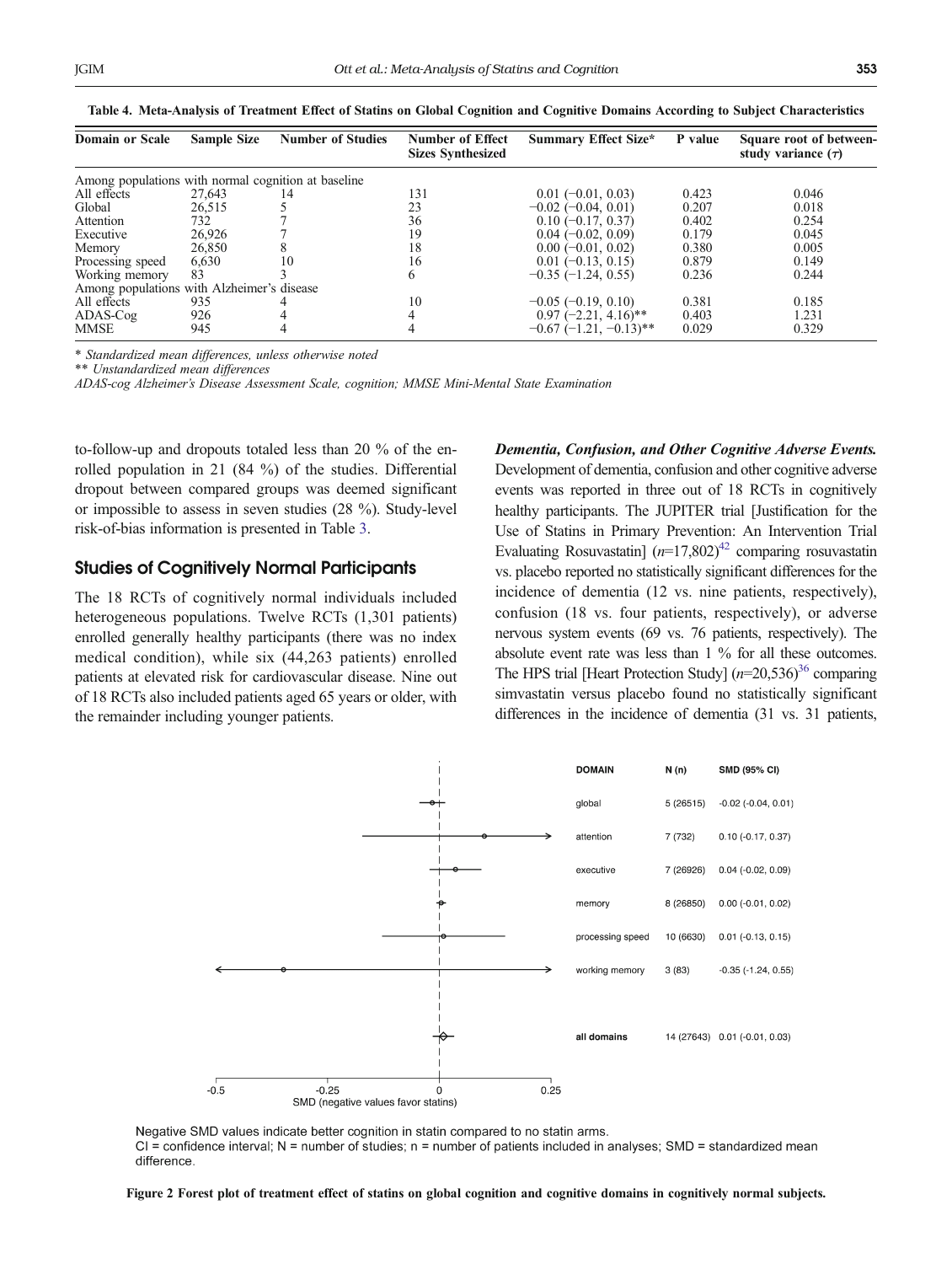**Table 4. Meta-Analysis of Treatment Effect of Statins on Global Cognition and Cognitive Domains According to Subject Characteristics**

| Domain or Scale | Sample Size | Number of Studies | Number of Effect Sizes Synthesized | Summary Effect Size* | P value | Square root of between-study variance (τ) |
|---|---|---|---|---|---|---|
| Among populations with normal cognition at baseline | | | | | | |
| All effects | 27,643 | 14 | 131 | 0.01 (−0.01, 0.03) | 0.423 | 0.046 |
| Global | 26,515 | 5 | 23 | −0.02 (−0.04, 0.01) | 0.207 | 0.018 |
| Attention | 732 | 7 | 36 | 0.10 (−0.17, 0.37) | 0.402 | 0.254 |
| Executive | 26,926 | 7 | 19 | 0.04 (−0.02, 0.09) | 0.179 | 0.045 |
| Memory | 26,850 | 8 | 18 | 0.00 (−0.01, 0.02) | 0.380 | 0.005 |
| Processing speed | 6,630 | 10 | 16 | 0.01 (−0.13, 0.15) | 0.879 | 0.149 |
| Working memory | 83 | 3 | 6 | −0.35 (−1.24, 0.55) | 0.236 | 0.244 |
| Among populations with Alzheimer's disease | | | | | | |
| All effects | 935 | 4 | 10 | −0.05 (−0.19, 0.10) | 0.381 | 0.185 |
| ADAS-Cog | 926 | 4 | 4 | 0.97 (−2.21, 4.16)** | 0.403 | 1.231 |
| MMSE | 945 | 4 | 4 | −0.67 (−1.21, −0.13)** | 0.029 | 0.329 |

*Standardized mean differences, unless otherwise noted*

*** Unstandardized mean differences*

*ADAS-cog Alzheimer's Disease Assessment Scale, cognition; MMSE Mini-Mental State Examination*

to-follow-up and dropouts totaled less than 20 % of the enrolled population in 21 (84 %) of the studies. Differential dropout between compared groups was deemed significant or impossible to assess in seven studies (28 %). Study-level risk-of-bias information is presented in Table 3.

## Studies of Cognitively Normal Participants

The 18 RCTs of cognitively normal individuals included heterogeneous populations. Twelve RCTs (1,301 patients) enrolled generally healthy participants (there was no index medical condition), while six (44,263 patients) enrolled patients at elevated risk for cardiovascular disease. Nine out of 18 RCTs also included patients aged 65 years or older, with the remainder including younger patients.

***Dementia, Confusion, and Other Cognitive Adverse Events.*** Development of dementia, confusion and other cognitive adverse events was reported in three out of 18 RCTs in cognitively healthy participants. The JUPITER trial [Justification for the Use of Statins in Primary Prevention: An Intervention Trial Evaluating Rosuvastatin] ($n$=17,802)[42] comparing rosuvastatin vs. placebo reported no statistically significant differences for the incidence of dementia (12 vs. nine patients, respectively), confusion (18 vs. four patients, respectively), or adverse nervous system events (69 vs. 76 patients, respectively). The absolute event rate was less than 1 % for all these outcomes. The HPS trial [Heart Protection Study] ($n$=20,536)[36] comparing simvastatin versus placebo found no statistically significant differences in the incidence of dementia (31 vs. 31 patients,

| DOMAIN | N (n) | SMD (95% CI) |
|---|---|---|
| global | 5 (26515) | -0.02 (-0.04, 0.01) |
| attention | 7 (732) | 0.10 (-0.17, 0.37) |
| executive | 7 (26926) | 0.04 (-0.02, 0.09) |
| memory | 8 (26850) | 0.00 (-0.01, 0.02) |
| processing speed | 10 (6630) | 0.01 (-0.13, 0.15) |
| working memory | 3 (83) | -0.35 (-1.24, 0.55) |
| all domains | 14 (27643) | 0.01 (-0.01, 0.03) |

SMD (negative values favor statins)

Negative SMD values indicate better cognition in statin compared to no statin arms.
CI = confidence interval; N = number of studies; n = number of patients included in analyses; SMD = standardized mean difference.

**Figure 2 Forest plot of treatment effect of statins on global cognition and cognitive domains in cognitively normal subjects.**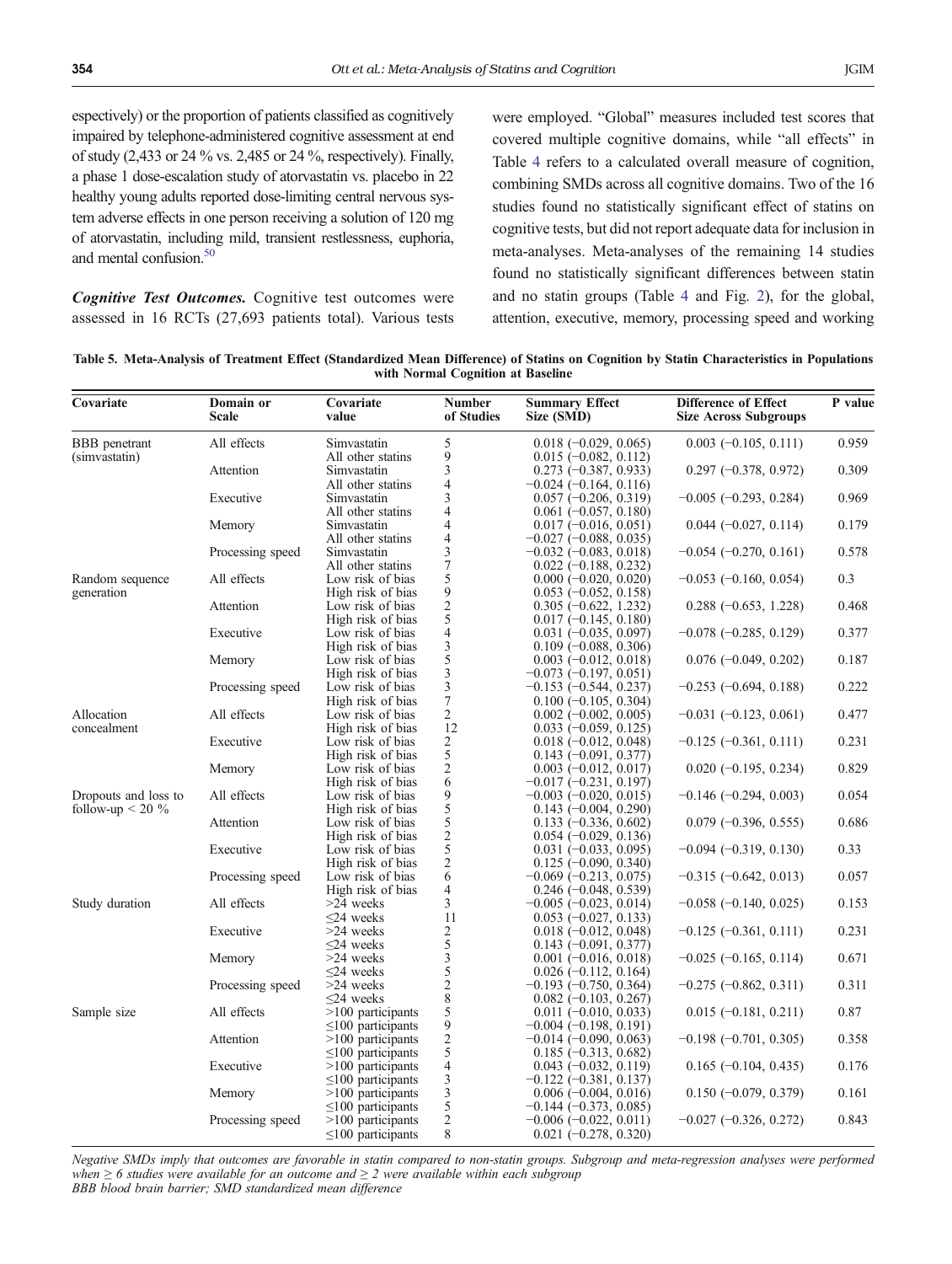espectively) or the proportion of patients classified as cognitively impaired by telephone-administered cognitive assessment at end of study (2,433 or 24 % vs. 2,485 or 24 %, respectively). Finally, a phase 1 dose-escalation study of atorvastatin vs. placebo in 22 healthy young adults reported dose-limiting central nervous system adverse effects in one person receiving a solution of 120 mg of atorvastatin, including mild, transient restlessness, euphoria, and mental confusion.[50]

***Cognitive Test Outcomes.*** Cognitive test outcomes were assessed in 16 RCTs (27,693 patients total). Various tests were employed. "Global" measures included test scores that covered multiple cognitive domains, while "all effects" in Table 4 refers to a calculated overall measure of cognition, combining SMDs across all cognitive domains. Two of the 16 studies found no statistically significant effect of statins on cognitive tests, but did not report adequate data for inclusion in meta-analyses. Meta-analyses of the remaining 14 studies found no statistically significant differences between statin and no statin groups (Table 4 and Fig. 2), for the global, attention, executive, memory, processing speed and working

**Table 5. Meta-Analysis of Treatment Effect (Standardized Mean Difference) of Statins on Cognition by Statin Characteristics in Populations with Normal Cognition at Baseline**

| Covariate | Domain or Scale | Covariate value | Number of Studies | Summary Effect Size (SMD) | Difference of Effect Size Across Subgroups | P value |
|---|---|---|---|---|---|---|
| BBB penetrant (simvastatin) | All effects | Simvastatin | 5 | 0.018 (−0.029, 0.065) | 0.003 (−0.105, 0.111) | 0.959 |
| | | All other statins | 9 | 0.015 (−0.082, 0.112) | | |
| | Attention | Simvastatin | 3 | 0.273 (−0.387, 0.933) | 0.297 (−0.378, 0.972) | 0.309 |
| | | All other statins | 4 | −0.024 (−0.164, 0.116) | | |
| | Executive | Simvastatin | 3 | 0.057 (−0.206, 0.319) | −0.005 (−0.293, 0.284) | 0.969 |
| | | All other statins | 4 | 0.061 (−0.057, 0.180) | | |
| | Memory | Simvastatin | 4 | 0.017 (−0.016, 0.051) | 0.044 (−0.027, 0.114) | 0.179 |
| | | All other statins | 4 | −0.027 (−0.088, 0.035) | | |
| | Processing speed | Simvastatin | 3 | −0.032 (−0.083, 0.018) | −0.054 (−0.270, 0.161) | 0.578 |
| | | All other statins | 7 | 0.022 (−0.188, 0.232) | | |
| Random sequence generation | All effects | Low risk of bias | 5 | 0.000 (−0.020, 0.020) | −0.053 (−0.160, 0.054) | 0.3 |
| | | High risk of bias | 9 | 0.053 (−0.052, 0.158) | | |
| | Attention | Low risk of bias | 2 | 0.305 (−0.622, 1.232) | 0.288 (−0.653, 1.228) | 0.468 |
| | | High risk of bias | 5 | 0.017 (−0.145, 0.180) | | |
| | Executive | Low risk of bias | 4 | 0.031 (−0.035, 0.097) | −0.078 (−0.285, 0.129) | 0.377 |
| | | High risk of bias | 3 | 0.109 (−0.088, 0.306) | | |
| | Memory | Low risk of bias | 5 | 0.003 (−0.012, 0.018) | 0.076 (−0.049, 0.202) | 0.187 |
| | | High risk of bias | 3 | −0.073 (−0.197, 0.051) | | |
| | Processing speed | Low risk of bias | 3 | −0.153 (−0.544, 0.237) | −0.253 (−0.694, 0.188) | 0.222 |
| | | High risk of bias | 7 | 0.100 (−0.105, 0.304) | | |
| Allocation concealment | All effects | Low risk of bias | 2 | 0.002 (−0.002, 0.005) | −0.031 (−0.123, 0.061) | 0.477 |
| | | High risk of bias | 12 | 0.033 (−0.059, 0.125) | | |
| | Executive | Low risk of bias | 2 | 0.018 (−0.012, 0.048) | −0.125 (−0.361, 0.111) | 0.231 |
| | | High risk of bias | 5 | 0.143 (−0.091, 0.377) | | |
| | Memory | Low risk of bias | 2 | 0.003 (−0.012, 0.017) | 0.020 (−0.195, 0.234) | 0.829 |
| | | High risk of bias | 6 | −0.017 (−0.231, 0.197) | | |
| Dropouts and loss to follow-up < 20 % | All effects | Low risk of bias | 9 | −0.003 (−0.020, 0.015) | −0.146 (−0.294, 0.003) | 0.054 |
| | | High risk of bias | 5 | 0.143 (−0.004, 0.290) | | |
| | Attention | Low risk of bias | 5 | 0.133 (−0.336, 0.602) | 0.079 (−0.396, 0.555) | 0.686 |
| | | High risk of bias | 2 | 0.054 (−0.029, 0.136) | | |
| | Executive | Low risk of bias | 5 | 0.031 (−0.033, 0.095) | −0.094 (−0.319, 0.130) | 0.33 |
| | | High risk of bias | 2 | 0.125 (−0.090, 0.340) | | |
| | Processing speed | Low risk of bias | 6 | −0.069 (−0.213, 0.075) | −0.315 (−0.642, 0.013) | 0.057 |
| | | High risk of bias | 4 | 0.246 (−0.048, 0.539) | | |
| Study duration | All effects | >24 weeks | 3 | −0.005 (−0.023, 0.014) | −0.058 (−0.140, 0.025) | 0.153 |
| | | ≤24 weeks | 11 | 0.053 (−0.027, 0.133) | | |
| | Executive | >24 weeks | 2 | 0.018 (−0.012, 0.048) | −0.125 (−0.361, 0.111) | 0.231 |
| | | ≤24 weeks | 5 | 0.143 (−0.091, 0.377) | | |
| | Memory | >24 weeks | 3 | 0.001 (−0.016, 0.018) | −0.025 (−0.165, 0.114) | 0.671 |
| | | ≤24 weeks | 5 | 0.026 (−0.112, 0.164) | | |
| | Processing speed | >24 weeks | 2 | −0.193 (−0.750, 0.364) | −0.275 (−0.862, 0.311) | 0.311 |
| | | ≤24 weeks | 8 | 0.082 (−0.103, 0.267) | | |
| Sample size | All effects | >100 participants | 5 | 0.011 (−0.010, 0.033) | 0.015 (−0.181, 0.211) | 0.87 |
| | | ≤100 participants | 9 | −0.004 (−0.198, 0.191) | | |
| | Attention | >100 participants | 2 | −0.014 (−0.090, 0.063) | −0.198 (−0.701, 0.305) | 0.358 |
| | | ≤100 participants | 5 | 0.185 (−0.313, 0.682) | | |
| | Executive | >100 participants | 4 | 0.043 (−0.032, 0.119) | 0.165 (−0.104, 0.435) | 0.176 |
| | | ≤100 participants | 3 | −0.122 (−0.381, 0.137) | | |
| | Memory | >100 participants | 3 | 0.006 (−0.004, 0.016) | 0.150 (−0.079, 0.379) | 0.161 |
| | | ≤100 participants | 5 | −0.144 (−0.373, 0.085) | | |
| | Processing speed | >100 participants | 2 | −0.006 (−0.022, 0.011) | −0.027 (−0.326, 0.272) | 0.843 |
| | | ≤100 participants | 8 | 0.021 (−0.278, 0.320) | | |

*Negative SMDs imply that outcomes are favorable in statin compared to non-statin groups. Subgroup and meta-regression analyses were performed when ≥ 6 studies were available for an outcome and ≥ 2 were available within each subgroup*
*BBB blood brain barrier; SMD standardized mean difference*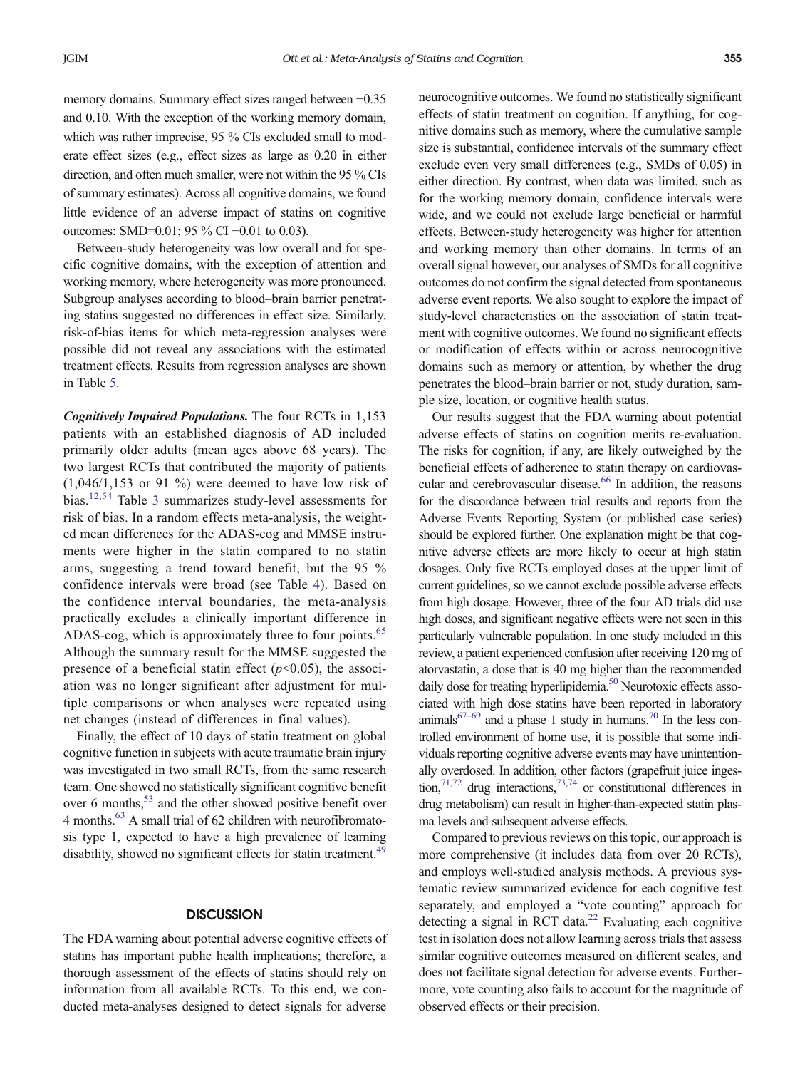memory domains. Summary effect sizes ranged between −0.35 and 0.10. With the exception of the working memory domain, which was rather imprecise, 95 % CIs excluded small to moderate effect sizes (e.g., effect sizes as large as 0.20 in either direction, and often much smaller, were not within the 95 % CIs of summary estimates). Across all cognitive domains, we found little evidence of an adverse impact of statins on cognitive outcomes: SMD=0.01; 95 % CI −0.01 to 0.03).

Between-study heterogeneity was low overall and for specific cognitive domains, with the exception of attention and working memory, where heterogeneity was more pronounced. Subgroup analyses according to blood–brain barrier penetrating statins suggested no differences in effect size. Similarly, risk-of-bias items for which meta-regression analyses were possible did not reveal any associations with the estimated treatment effects. Results from regression analyses are shown in Table 5.

***Cognitively Impaired Populations.*** The four RCTs in 1,153 patients with an established diagnosis of AD included primarily older adults (mean ages above 68 years). The two largest RCTs that contributed the majority of patients (1,046/1,153 or 91 %) were deemed to have low risk of bias.[12,54] Table 3 summarizes study-level assessments for risk of bias. In a random effects meta-analysis, the weighted mean differences for the ADAS-cog and MMSE instruments were higher in the statin compared to no statin arms, suggesting a trend toward benefit, but the 95 % confidence intervals were broad (see Table 4). Based on the confidence interval boundaries, the meta-analysis practically excludes a clinically important difference in ADAS-cog, which is approximately three to four points.[65] Although the summary result for the MMSE suggested the presence of a beneficial statin effect ($p<0.05$), the association was no longer significant after adjustment for multiple comparisons or when analyses were repeated using net changes (instead of differences in final values).

Finally, the effect of 10 days of statin treatment on global cognitive function in subjects with acute traumatic brain injury was investigated in two small RCTs, from the same research team. One showed no statistically significant cognitive benefit over 6 months,[53] and the other showed positive benefit over 4 months.[63] A small trial of 62 children with neurofibromatosis type 1, expected to have a high prevalence of learning disability, showed no significant effects for statin treatment.[49]

## DISCUSSION

The FDA warning about potential adverse cognitive effects of statins has important public health implications; therefore, a thorough assessment of the effects of statins should rely on information from all available RCTs. To this end, we conducted meta-analyses designed to detect signals for adverse neurocognitive outcomes. We found no statistically significant effects of statin treatment on cognition. If anything, for cognitive domains such as memory, where the cumulative sample size is substantial, confidence intervals of the summary effect exclude even very small differences (e.g., SMDs of 0.05) in either direction. By contrast, when data was limited, such as for the working memory domain, confidence intervals were wide, and we could not exclude large beneficial or harmful effects. Between-study heterogeneity was higher for attention and working memory than other domains. In terms of an overall signal however, our analyses of SMDs for all cognitive outcomes do not confirm the signal detected from spontaneous adverse event reports. We also sought to explore the impact of study-level characteristics on the association of statin treatment with cognitive outcomes. We found no significant effects or modification of effects within or across neurocognitive domains such as memory or attention, by whether the drug penetrates the blood–brain barrier or not, study duration, sample size, location, or cognitive health status.

Our results suggest that the FDA warning about potential adverse effects of statins on cognition merits re-evaluation. The risks for cognition, if any, are likely outweighed by the beneficial effects of adherence to statin therapy on cardiovascular and cerebrovascular disease.[66] In addition, the reasons for the discordance between trial results and reports from the Adverse Events Reporting System (or published case series) should be explored further. One explanation might be that cognitive adverse effects are more likely to occur at high statin dosages. Only five RCTs employed doses at the upper limit of current guidelines, so we cannot exclude possible adverse effects from high dosage. However, three of the four AD trials did use high doses, and significant negative effects were not seen in this particularly vulnerable population. In one study included in this review, a patient experienced confusion after receiving 120 mg of atorvastatin, a dose that is 40 mg higher than the recommended daily dose for treating hyperlipidemia.[50] Neurotoxic effects associated with high dose statins have been reported in laboratory animals[67–69] and a phase 1 study in humans.[70] In the less controlled environment of home use, it is possible that some individuals reporting cognitive adverse events may have unintentionally overdosed. In addition, other factors (grapefruit juice ingestion,[71,72] drug interactions,[73,74] or constitutional differences in drug metabolism) can result in higher-than-expected statin plasma levels and subsequent adverse effects.

Compared to previous reviews on this topic, our approach is more comprehensive (it includes data from over 20 RCTs), and employs well-studied analysis methods. A previous systematic review summarized evidence for each cognitive test separately, and employed a "vote counting" approach for detecting a signal in RCT data.[22] Evaluating each cognitive test in isolation does not allow learning across trials that assess similar cognitive outcomes measured on different scales, and does not facilitate signal detection for adverse events. Furthermore, vote counting also fails to account for the magnitude of observed effects or their precision.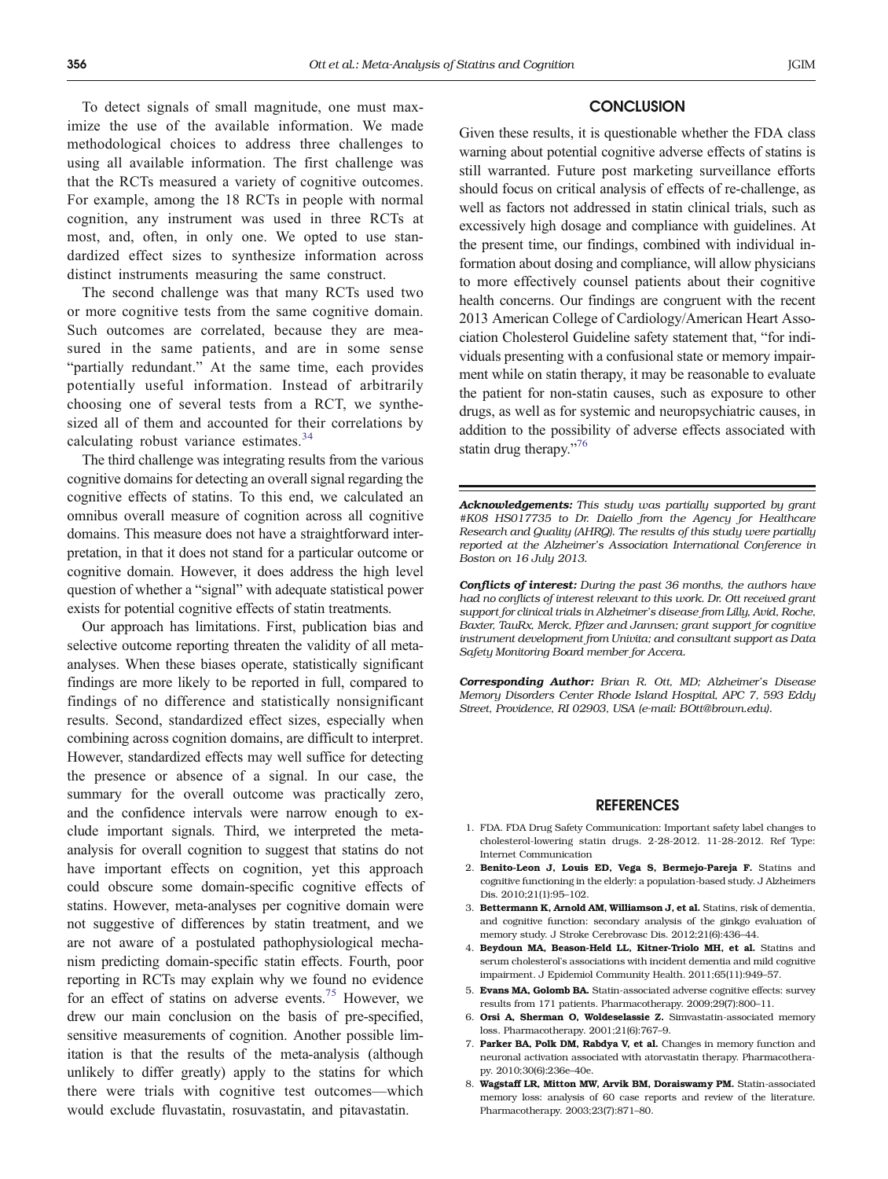To detect signals of small magnitude, one must maximize the use of the available information. We made methodological choices to address three challenges to using all available information. The first challenge was that the RCTs measured a variety of cognitive outcomes. For example, among the 18 RCTs in people with normal cognition, any instrument was used in three RCTs at most, and, often, in only one. We opted to use standardized effect sizes to synthesize information across distinct instruments measuring the same construct.

The second challenge was that many RCTs used two or more cognitive tests from the same cognitive domain. Such outcomes are correlated, because they are measured in the same patients, and are in some sense "partially redundant." At the same time, each provides potentially useful information. Instead of arbitrarily choosing one of several tests from a RCT, we synthesized all of them and accounted for their correlations by calculating robust variance estimates.[34]

The third challenge was integrating results from the various cognitive domains for detecting an overall signal regarding the cognitive effects of statins. To this end, we calculated an omnibus overall measure of cognition across all cognitive domains. This measure does not have a straightforward interpretation, in that it does not stand for a particular outcome or cognitive domain. However, it does address the high level question of whether a "signal" with adequate statistical power exists for potential cognitive effects of statin treatments.

Our approach has limitations. First, publication bias and selective outcome reporting threaten the validity of all meta-analyses. When these biases operate, statistically significant findings are more likely to be reported in full, compared to findings of no difference and statistically nonsignificant results. Second, standardized effect sizes, especially when combining across cognition domains, are difficult to interpret. However, standardized effects may well suffice for detecting the presence or absence of a signal. In our case, the summary for the overall outcome was practically zero, and the confidence intervals were narrow enough to exclude important signals. Third, we interpreted the meta-analysis for overall cognition to suggest that statins do not have important effects on cognition, yet this approach could obscure some domain-specific cognitive effects of statins. However, meta-analyses per cognitive domain were not suggestive of differences by statin treatment, and we are not aware of a postulated pathophysiological mechanism predicting domain-specific statin effects. Fourth, poor reporting in RCTs may explain why we found no evidence for an effect of statins on adverse events.[75] However, we drew our main conclusion on the basis of pre-specified, sensitive measurements of cognition. Another possible limitation is that the results of the meta-analysis (although unlikely to differ greatly) apply to the statins for which there were trials with cognitive test outcomes—which would exclude fluvastatin, rosuvastatin, and pitavastatin.

## CONCLUSION

Given these results, it is questionable whether the FDA class warning about potential cognitive adverse effects of statins is still warranted. Future post marketing surveillance efforts should focus on critical analysis of effects of re-challenge, as well as factors not addressed in statin clinical trials, such as excessively high dosage and compliance with guidelines. At the present time, our findings, combined with individual information about dosing and compliance, will allow physicians to more effectively counsel patients about their cognitive health concerns. Our findings are congruent with the recent 2013 American College of Cardiology/American Heart Association Cholesterol Guideline safety statement that, "for individuals presenting with a confusional state or memory impairment while on statin therapy, it may be reasonable to evaluate the patient for non-statin causes, such as exposure to other drugs, as well as for systemic and neuropsychiatric causes, in addition to the possibility of adverse effects associated with statin drug therapy."[76]

***Acknowledgements:*** *This study was partially supported by grant #K08 HS017735 to Dr. Daiello from the Agency for Healthcare Research and Quality (AHRQ). The results of this study were partially reported at the Alzheimer's Association International Conference in Boston on 16 July 2013.*

***Conflicts of interest:*** *During the past 36 months, the authors have had no conflicts of interest relevant to this work. Dr. Ott received grant support for clinical trials in Alzheimer's disease from Lilly, Avid, Roche, Baxter, TauRx, Merck, Pfizer and Jannsen; grant support for cognitive instrument development from Univita; and consultant support as Data Safety Monitoring Board member for Accera.*

***Corresponding Author:*** *Brian R. Ott, MD; Alzheimer's Disease Memory Disorders Center Rhode Island Hospital, APC 7, 593 Eddy Street, Providence, RI 02903, USA (e-mail: BOtt@brown.edu).*

## REFERENCES

1. FDA. FDA Drug Safety Communication: Important safety label changes to cholesterol-lowering statin drugs. 2-28-2012. 11-28-2012. Ref Type: Internet Communication
2. **Benito-Leon J, Louis ED, Vega S, Bermejo-Pareja F.** Statins and cognitive functioning in the elderly: a population-based study. J Alzheimers Dis. 2010;21(1):95–102.
3. **Bettermann K, Arnold AM, Williamson J, et al.** Statins, risk of dementia, and cognitive function: secondary analysis of the ginkgo evaluation of memory study. J Stroke Cerebrovasc Dis. 2012;21(6):436–44.
4. **Beydoun MA, Beason-Held LL, Kitner-Triolo MH, et al.** Statins and serum cholesterol's associations with incident dementia and mild cognitive impairment. J Epidemiol Community Health. 2011;65(11):949–57.
5. **Evans MA, Golomb BA.** Statin-associated adverse cognitive effects: survey results from 171 patients. Pharmacotherapy. 2009;29(7):800–11.
6. **Orsi A, Sherman O, Woldeselassie Z.** Simvastatin-associated memory loss. Pharmacotherapy. 2001;21(6):767–9.
7. **Parker BA, Polk DM, Rabdya V, et al.** Changes in memory function and neuronal activation associated with atorvastatin therapy. Pharmacotherapy. 2010;30(6):236e–40e.
8. **Wagstaff LR, Mitton MW, Arvik BM, Doraiswamy PM.** Statin-associated memory loss: analysis of 60 case reports and review of the literature. Pharmacotherapy. 2003;23(7):871–80.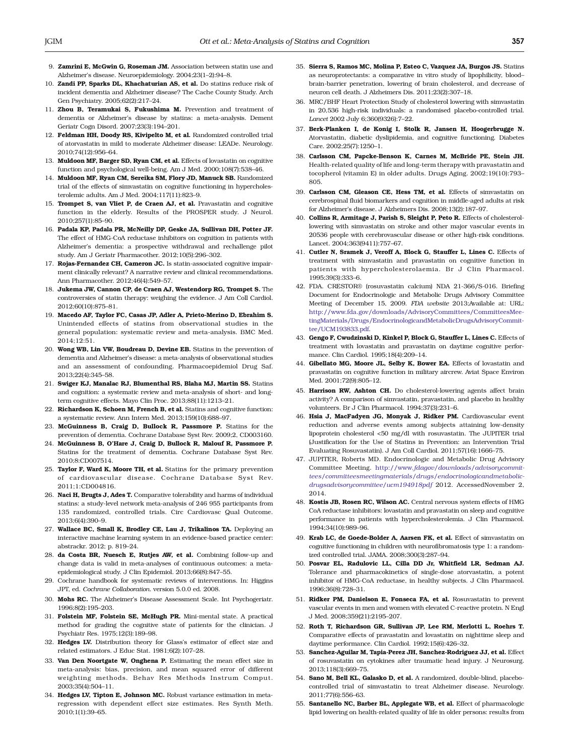9. **Zamrini E, McGwin G, Roseman JM.** Association between statin use and Alzheimer's disease. Neuroepidemiology. 2004;23(1–2):94–8.
10. **Zandi PP, Sparks DL, Khachaturian AS, et al.** Do statins reduce risk of incident dementia and Alzheimer disease? The Cache County Study. Arch Gen Psychiatry. 2005;62(2):217–24.
11. **Zhou B, Teramukai S, Fukushima M.** Prevention and treatment of dementia or Alzheimer's disease by statins: a meta-analysis. Dement Geriatr Cogn Disord. 2007;23(3):194–201.
12. **Feldman HH, Doody RS, Kivipelto M, et al.** Randomized controlled trial of atorvastatin in mild to moderate Alzheimer disease: LEADe. Neurology. 2010;74(12):956–64.
13. **Muldoon MF, Barger SD, Ryan CM, et al.** Effects of lovastatin on cognitive function and psychological well-being. Am J Med. 2000;108(7):538–46.
14. **Muldoon MF, Ryan CM, Sereika SM, Flory JD, Manuck SB.** Randomized trial of the effects of simvastatin on cognitive functioning in hypercholesterolemic adults. Am J Med. 2004;117(11):823–9.
15. **Trompet S, van Vliet P, de Craen AJ, et al.** Pravastatin and cognitive function in the elderly. Results of the PROSPER study. J Neurol. 2010;257(1):85–90.
16. **Padala KP, Padala PR, McNeilly DP, Geske JA, Sullivan DH, Potter JF.** The effect of HMG-CoA reductase inhibitors on cognition in patients with Alzheimer's dementia: a prospective withdrawal and rechallenge pilot study. Am J Geriatr Pharmacother. 2012;10(5):296–302.
17. **Rojas-Fernandez CH, Cameron JC.** Is statin-associated cognitive impairment clinically relevant? A narrative review and clinical recommendations. Ann Pharmacother. 2012;46(4):549–57.
18. **Jukema JW, Cannon CP, de Craen AJ, Westendorp RG, Trompet S.** The controversies of statin therapy: weighing the evidence. J Am Coll Cardiol. 2012;60(10):875–81.
19. **Macedo AF, Taylor FC, Casas JP, Adler A, Prieto-Merino D, Ebrahim S.** Unintended effects of statins from observational studies in the general population: systematic review and meta-analysis. BMC Med. 2014;12:51.
20. **Wong WB, Lin VW, Boudreau D, Devine EB.** Statins in the prevention of dementia and Alzheimer's disease: a meta-analysis of observational studies and an assessment of confounding. Pharmacoepidemiol Drug Saf. 2013;22(4):345–58.
21. **Swiger KJ, Manalac RJ, Blumenthal RS, Blaha MJ, Martin SS.** Statins and cognition: a systematic review and meta-analysis of short- and long-term cognitive effects. Mayo Clin Proc. 2013;88(11):1213–21.
22. **Richardson K, Schoen M, French B, et al.** Statins and cognitive function: a systematic review. Ann Intern Med. 2013;159(10):688–97.
23. **McGuinness B, Craig D, Bullock R, Passmore P.** Statins for the prevention of dementia. Cochrane Database Syst Rev. 2009;2, CD003160.
24. **McGuinness B, O'Hare J, Craig D, Bullock R, Malouf R, Passmore P.** Statins for the treatment of dementia. Cochrane Database Syst Rev. 2010;8:CD007514.
25. **Taylor F, Ward K, Moore TH, et al.** Statins for the primary prevention of cardiovascular disease. Cochrane Database Syst Rev. 2011;1:CD004816.
26. **Naci H, Brugts J, Ades T.** Comparative tolerability and harms of individual statins: a study-level network meta-analysis of 246 955 participants from 135 randomized, controlled trials. Circ Cardiovasc Qual Outcome. 2013;6(4):390–9.
27. **Wallace BC, Small K, Brodley CE, Lau J, Trikalinos TA.** Deploying an interactive machine learning system in an evidence-based practice center: abstrackr. 2012; p. 819–24.
28. **da Costa BR, Nuesch E, Rutjes AW, et al.** Combining follow-up and change data is valid in meta-analyses of continuous outcomes: a meta-epidemiological study. J Clin Epidemiol. 2013;66(8):847–55.
29. Cochrane handbook for systematic reviews of interventions. In: Higgins JPT, ed. *Cochrane Collaboration*. version 5.0.0 ed. 2008.
30. **Mohs RC.** The Alzheimer's Disease Assessment Scale. Int Psychogeriatr. 1996;8(2):195–203.
31. **Folstein MF, Folstein SE, McHugh PR.** Mini-mental state. A practical method for grading the cognitive state of patients for the clinician. J Psychiatr Res. 1975;12(3):189–98.
32. **Hedges LV.** Distribution theory for Glass's estimator of effect size and related estimators. J Educ Stat. 1981;6(2):107–28.
33. **Van Den Noortgate W, Onghena P.** Estimating the mean effect size in meta-analysis: bias, precision, and mean squared error of different weighting methods. Behav Res Methods Instrum Comput. 2003;35(4):504–11.
34. **Hedges LV, Tipton E, Johnson MC.** Robust variance estimation in meta-regression with dependent effect size estimates. Res Synth Meth. 2010;1(1):39–65.
35. **Sierra S, Ramos MC, Molina P, Esteo C, Vazquez JA, Burgos JS.** Statins as neuroprotectants: a comparative in vitro study of lipophilicity, blood–brain-barrier penetration, lowering of brain cholesterol, and decrease of neuron cell death. J Alzheimers Dis. 2011;23(2):307–18.
36. MRC/BHF Heart Protection Study of cholesterol lowering with simvastatin in 20,536 high-risk individuals: a randomised placebo-controlled trial. *Lancet* 2002 July 6;360(9326):7–22.
37. **Berk-Planken I, de Konig I, Stolk R, Jansen H, Hoogerbrugge N.** Atorvastatin, diabetic dyslipidemia, and cognitive functioning. Diabetes Care. 2002;25(7):1250–1.
38. **Carlsson CM, Papcke-Benson K, Carnes M, McBride PE, Stein JH.** Health-related quality of life and long-term therapy with pravastatin and tocopherol (vitamin E) in older adults. Drugs Aging. 2002;19(10):793–805.
39. **Carlsson CM, Gleason CE, Hess TM, et al.** Effects of simvastatin on cerebrospinal fluid biomarkers and cognition in middle-aged adults at risk for Alzheimer's disease. J Alzheimers Dis. 2008;13(2):187–97.
40. **Collins R, Armitage J, Parish S, Sleight P, Peto R.** Effects of cholesterol-lowering with simvastatin on stroke and other major vascular events in 20536 people with cerebrovascular disease or other high-risk conditions. Lancet. 2004;363(9411):757–67.
41. **Cutler N, Sramek J, Veroff A, Block G, Stauffer L, Lines C.** Effects of treatment with simvastatin and pravastatin on cognitive function in patients with hypercholesterolaemia. Br J Clin Pharmacol. 1995;39(3):333–6.
42. FDA. CRESTOR® (rosuvastatin calcium) NDA 21-366/S-016. Briefing Document for Endocrinologic and Metabolic Drugs Advisory Committee Meeting of December 15, 2009. *FDA website* 2013;Available at: URL: http://www.fda.gov/downloads/AdvisoryCommittees/CommitteesMeetingMaterials/Drugs/EndocrinologicandMetabolicDrugsAdvisoryCommittee/UCM193833.pdf.
43. **Gengo F, Cwudzinski D, Kinkel P, Block G, Stauffer L, Lines C.** Effects of treatment with lovastatin and pravastatin on daytime cognitive performance. Clin Cardiol. 1995;18(4):209–14.
44. **Gibellato MG, Moore JL, Selby K, Bower EA.** Effects of lovastatin and pravastatin on cognitive function in military aircrew. Aviat Space Environ Med. 2001;72(9):805–12.
45. **Harrison RW, Ashton CH.** Do cholesterol-lowering agents affect brain activity? A comparison of simvastatin, pravastatin, and placebo in healthy volunteers. Br J Clin Pharmacol. 1994;37(3):231–6.
46. **Hsia J, MacFadyen JG, Monyak J, Ridker PM.** Cardiovascular event reduction and adverse events among subjects attaining low-density lipoprotein cholesterol <50 mg/dl with rosuvastatin. The JUPITER trial (Justification for the Use of Statins in Prevention: an Intervention Trial Evaluating Rosuvastatin). J Am Coll Cardiol. 2011;57(16):1666–75.
47. JUPITER, Roberts MD. Endocrinologic and Metabolic Drug Advisory Committee Meeting. *http://www.fdagov/downloads/advisorycommittees/committeesmeetingmaterials/drugs/endocrinologicandmetabolicdrugsadvisorycommittee/ucm194918pdf* 2012. AccessedNovember 2, 2014.
48. **Kostis JB, Rosen RC, Wilson AC.** Central nervous system effects of HMG CoA reductase inhibitors: lovastatin and pravastatin on sleep and cognitive performance in patients with hypercholesterolemia. J Clin Pharmacol. 1994;34(10):989–96.
49. **Krab LC, de Goede-Bolder A, Aarsen FK, et al.** Effect of simvastatin on cognitive functioning in children with neurofibromatosis type 1: a randomized controlled trial. JAMA. 2008;300(3):287–94.
50. **Posvar EL, Radulovic LL, Cilla DD Jr, Whitfield LR, Sedman AJ.** Tolerance and pharmacokinetics of single-dose atorvastatin, a potent inhibitor of HMG-CoA reductase, in healthy subjects. J Clin Pharmacol. 1996;36(8):728–31.
51. **Ridker PM, Danielson E, Fonseca FA, et al.** Rosuvastatin to prevent vascular events in men and women with elevated C-reactive protein. N Engl J Med. 2008;359(21):2195–207.
52. **Roth T, Richardson GR, Sullivan JP, Lee RM, Merlotti L, Roehrs T.** Comparative effects of pravastatin and lovastatin on nighttime sleep and daytime performance. Clin Cardiol. 1992;15(6):426–32.
53. **Sanchez-Aguilar M, Tapia-Perez JH, Sanchez-Rodriguez JJ, et al.** Effect of rosuvastatin on cytokines after traumatic head injury. J Neurosurg. 2013;118(3):669–75.
54. **Sano M, Bell KL, Galasko D, et al.** A randomized, double-blind, placebo-controlled trial of simvastatin to treat Alzheimer disease. Neurology. 2011;77(6):556–63.
55. **Santanello NC, Barber BL, Applegate WB, et al.** Effect of pharmacologic lipid lowering on health-related quality of life in older persons: results from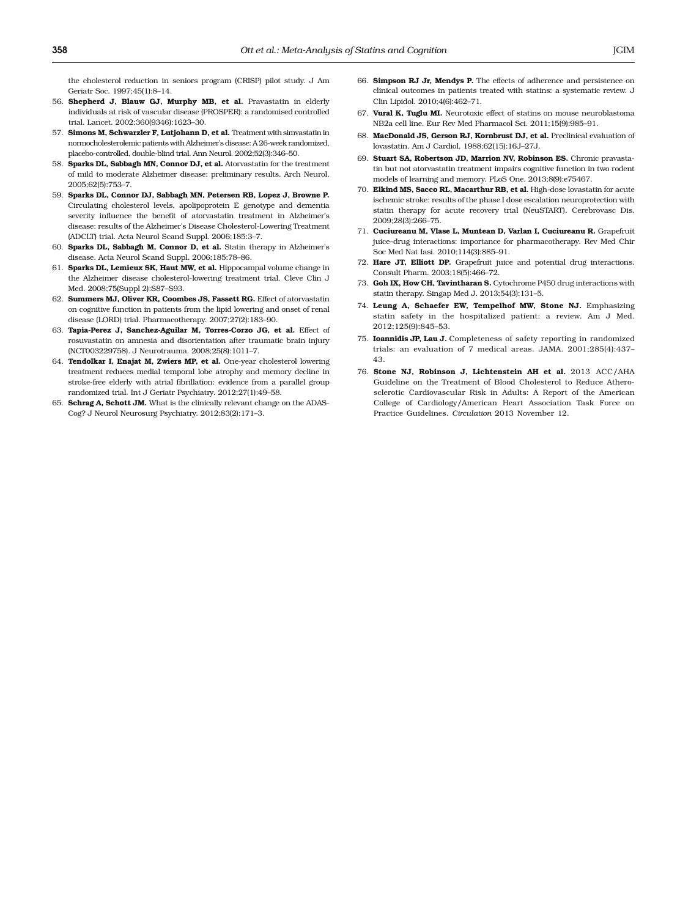the cholesterol reduction in seniors program (CRISP) pilot study. J Am Geriatr Soc. 1997;45(1):8–14.

56. **Shepherd J, Blauw GJ, Murphy MB, et al.** Pravastatin in elderly individuals at risk of vascular disease (PROSPER): a randomised controlled trial. Lancet. 2002;360(9346):1623–30.
57. **Simons M, Schwarzler F, Lutjohann D, et al.** Treatment with simvastatin in normocholesterolemic patients with Alzheimer's disease: A 26-week randomized, placebo-controlled, double-blind trial. Ann Neurol. 2002;52(3):346–50.
58. **Sparks DL, Sabbagh MN, Connor DJ, et al.** Atorvastatin for the treatment of mild to moderate Alzheimer disease: preliminary results. Arch Neurol. 2005;62(5):753–7.
59. **Sparks DL, Connor DJ, Sabbagh MN, Petersen RB, Lopez J, Browne P.** Circulating cholesterol levels, apolipoprotein E genotype and dementia severity influence the benefit of atorvastatin treatment in Alzheimer's disease: results of the Alzheimer's Disease Cholesterol-Lowering Treatment (ADCLT) trial. Acta Neurol Scand Suppl. 2006;185:3–7.
60. **Sparks DL, Sabbagh M, Connor D, et al.** Statin therapy in Alzheimer's disease. Acta Neurol Scand Suppl. 2006;185:78–86.
61. **Sparks DL, Lemieux SK, Haut MW, et al.** Hippocampal volume change in the Alzheimer disease cholesterol-lowering treatment trial. Cleve Clin J Med. 2008;75(Suppl 2):S87–S93.
62. **Summers MJ, Oliver KR, Coombes JS, Fassett RG.** Effect of atorvastatin on cognitive function in patients from the lipid lowering and onset of renal disease (LORD) trial. Pharmacotherapy. 2007;27(2):183–90.
63. **Tapia-Perez J, Sanchez-Aguilar M, Torres-Corzo JG, et al.** Effect of rosuvastatin on amnesia and disorientation after traumatic brain injury (NCT003229758). J Neurotrauma. 2008;25(8):1011–7.
64. **Tendolkar I, Enajat M, Zwiers MP, et al.** One-year cholesterol lowering treatment reduces medial temporal lobe atrophy and memory decline in stroke-free elderly with atrial fibrillation: evidence from a parallel group randomized trial. Int J Geriatr Psychiatry. 2012;27(1):49–58.
65. **Schrag A, Schott JM.** What is the clinically relevant change on the ADAS-Cog? J Neurol Neurosurg Psychiatry. 2012;83(2):171–3.
66. **Simpson RJ Jr, Mendys P.** The effects of adherence and persistence on clinical outcomes in patients treated with statins: a systematic review. J Clin Lipidol. 2010;4(6):462–71.
67. **Vural K, Tuglu MI.** Neurotoxic effect of statins on mouse neuroblastoma NB2a cell line. Eur Rev Med Pharmacol Sci. 2011;15(9):985–91.
68. **MacDonald JS, Gerson RJ, Kornbrust DJ, et al.** Preclinical evaluation of lovastatin. Am J Cardiol. 1988;62(15):16J–27J.
69. **Stuart SA, Robertson JD, Marrion NV, Robinson ES.** Chronic pravastatin but not atorvastatin treatment impairs cognitive function in two rodent models of learning and memory. PLoS One. 2013;8(9):e75467.
70. **Elkind MS, Sacco RL, Macarthur RB, et al.** High-dose lovastatin for acute ischemic stroke: results of the phase I dose escalation neuroprotection with statin therapy for acute recovery trial (NeuSTART). Cerebrovasc Dis. 2009;28(3):266–75.
71. **Cuciureanu M, Vlase L, Muntean D, Varlan I, Cuciureanu R.** Grapefruit juice–drug interactions: importance for pharmacotherapy. Rev Med Chir Soc Med Nat Iasi. 2010;114(3):885–91.
72. **Hare JT, Elliott DP.** Grapefruit juice and potential drug interactions. Consult Pharm. 2003;18(5):466–72.
73. **Goh IX, How CH, Tavintharan S.** Cytochrome P450 drug interactions with statin therapy. Singap Med J. 2013;54(3):131–5.
74. **Leung A, Schaefer EW, Tempelhof MW, Stone NJ.** Emphasizing statin safety in the hospitalized patient: a review. Am J Med. 2012;125(9):845–53.
75. **Ioannidis JP, Lau J.** Completeness of safety reporting in randomized trials: an evaluation of 7 medical areas. JAMA. 2001;285(4):437–43.
76. **Stone NJ, Robinson J, Lichtenstein AH et al.** 2013 ACC/AHA Guideline on the Treatment of Blood Cholesterol to Reduce Atherosclerotic Cardiovascular Risk in Adults: A Report of the American College of Cardiology/American Heart Association Task Force on Practice Guidelines. *Circulation* 2013 November 12.